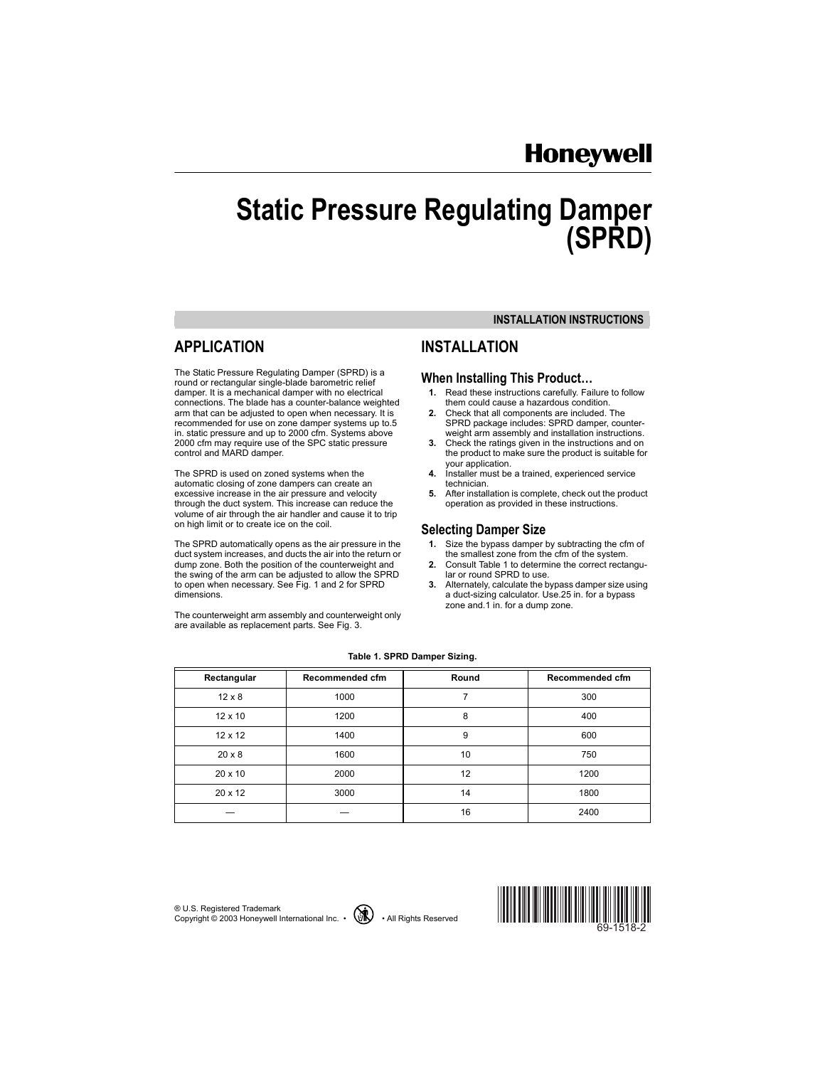Honeywell

# Static Pressure Regulating Damper (SPRD)

INSTALLATION INSTRUCTIONS

## APPLICATION

The Static Pressure Regulating Damper (SPRD) is a round or rectangular single-blade barometric relief damper. It is a mechanical damper with no electrical connections. The blade has a counter-balance weighted arm that can be adjusted to open when necessary. It is recommended for use on zone damper systems up to.5 in. static pressure and up to 2000 cfm. Systems above 2000 cfm may require use of the SPC static pressure control and MARD damper.

The SPRD is used on zoned systems when the automatic closing of zone dampers can create an excessive increase in the air pressure and velocity through the duct system. This increase can reduce the volume of air through the air handler and cause it to trip on high limit or to create ice on the coil.

The SPRD automatically opens as the air pressure in the duct system increases, and ducts the air into the return or dump zone. Both the position of the counterweight and the swing of the arm can be adjusted to allow the SPRD to open when necessary. See Fig. 1 and 2 for SPRD dimensions.

The counterweight arm assembly and counterweight only are available as replacement parts. See Fig. 3.

## INSTALLATION

### When Installing This Product…

1. Read these instructions carefully. Failure to follow them could cause a hazardous condition.
2. Check that all components are included. The SPRD package includes: SPRD damper, counterweight arm assembly and installation instructions.
3. Check the ratings given in the instructions and on the product to make sure the product is suitable for your application.
4. Installer must be a trained, experienced service technician.
5. After installation is complete, check out the product operation as provided in these instructions.

### Selecting Damper Size

1. Size the bypass damper by subtracting the cfm of the smallest zone from the cfm of the system.
2. Consult Table 1 to determine the correct rectangular or round SPRD to use.
3. Alternately, calculate the bypass damper size using a duct-sizing calculator. Use.25 in. for a bypass zone and.1 in. for a dump zone.

**Table 1. SPRD Damper Sizing.**

| Rectangular | Recommended cfm | Round | Recommended cfm |
|---|---|---|---|
| 12 x 8 | 1000 | 7 | 300 |
| 12 x 10 | 1200 | 8 | 400 |
| 12 x 12 | 1400 | 9 | 600 |
| 20 x 8 | 1600 | 10 | 750 |
| 20 x 10 | 2000 | 12 | 1200 |
| 20 x 12 | 3000 | 14 | 1800 |
| — | — | 16 | 2400 |

® U.S. Registered Trademark
Copyright © 2003 Honeywell International Inc. • All Rights Reserved

69-1518-2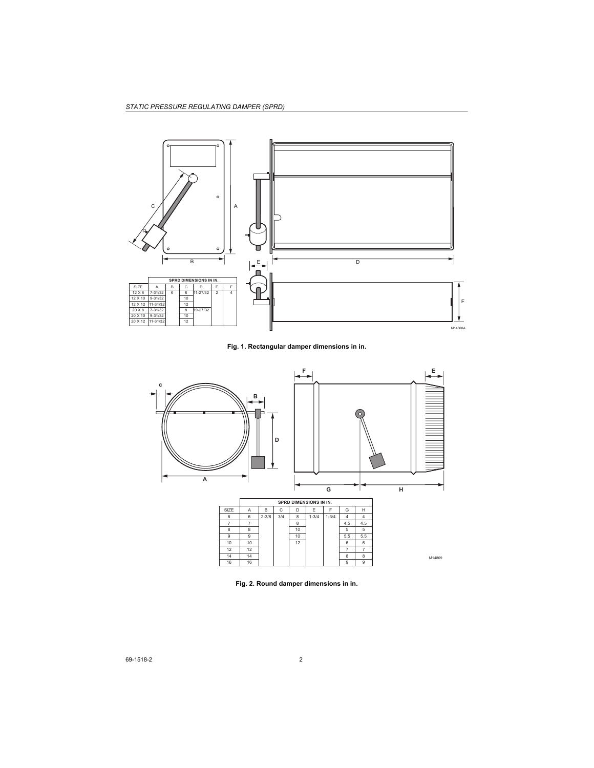**SPRD DIMENSIONS IN IN.**

| SIZE | A | B | C | D | E | F |
|---|---|---|---|---|---|---|
| 12 X 8 | 7-31/32 | 6 | 8 | 11-27/32 | 2 | 4 |
| 12 X 10 | 9-31/32 | | 10 | | | |
| 12 X 12 | 11-31/32 | | 12 | | | |
| 20 X 8 | 7-31/32 | | 8 | 19-27/32 | | |
| 20 X 10 | 9-31/32 | | 10 | | | |
| 20 X 12 | 11-31/32 | | 12 | | | |

Fig. 1. Rectangular damper dimensions in in.

**SPRD DIMENSIONS IN IN.**

| SIZE | A | B | C | D | E | F | G | H |
|---|---|---|---|---|---|---|---|---|
| 6 | 6 | 2-3/8 | 3/4 | 8 | 1-3/4 | 1-3/4 | 4 | 4 |
| 7 | 7 | | | 8 | | | 4.5 | 4.5 |
| 8 | 8 | | | 10 | | | 5 | 5 |
| 9 | 9 | | | 10 | | | 5.5 | 5.5 |
| 10 | 10 | | | 12 | | | 6 | 6 |
| 12 | 12 | | | | | | 7 | 7 |
| 14 | 14 | | | | | | 8 | 8 |
| 16 | 16 | | | | | | 9 | 9 |

Fig. 2. Round damper dimensions in in.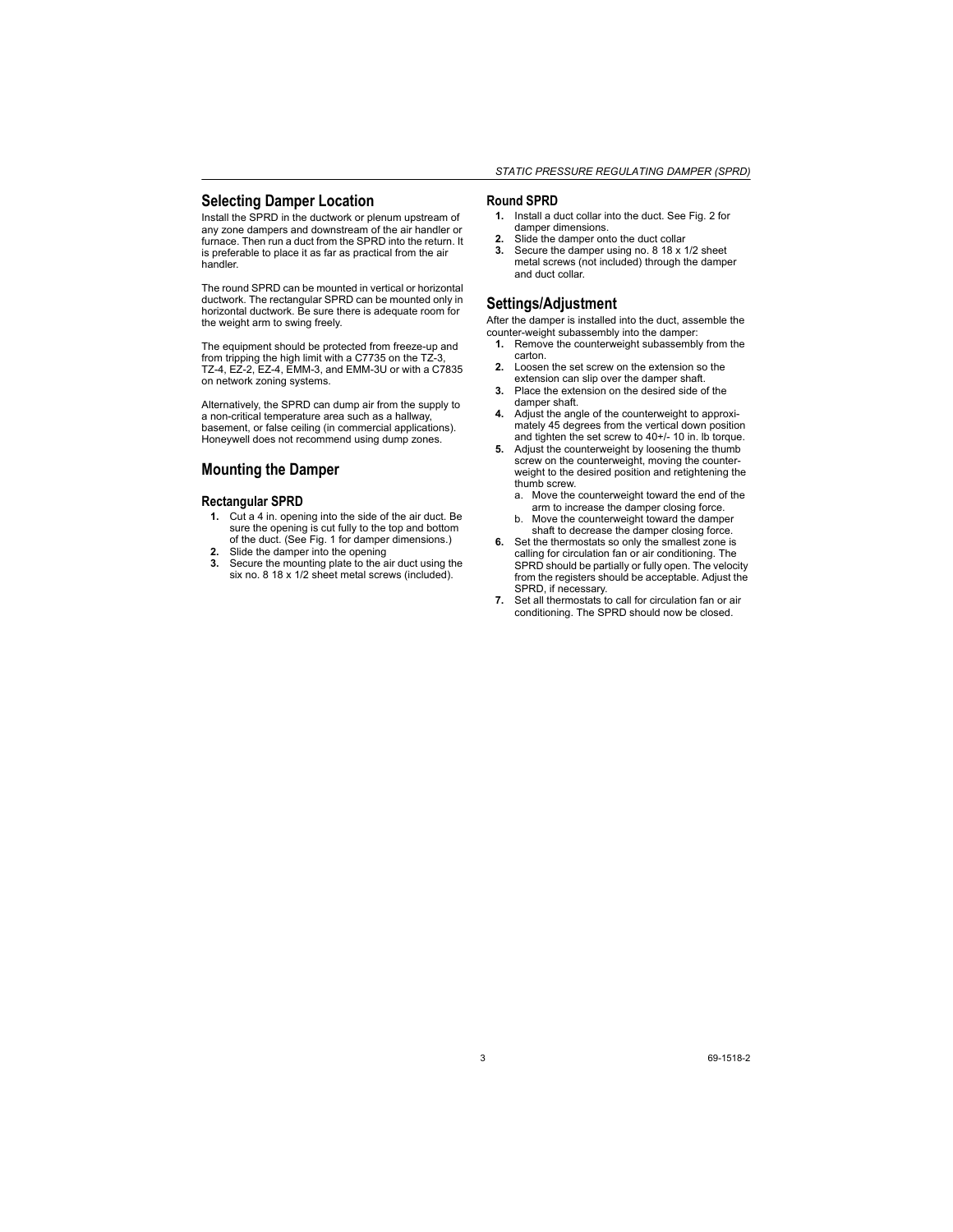## Selecting Damper Location

Install the SPRD in the ductwork or plenum upstream of any zone dampers and downstream of the air handler or furnace. Then run a duct from the SPRD into the return. It is preferable to place it as far as practical from the air handler.

The round SPRD can be mounted in vertical or horizontal ductwork. The rectangular SPRD can be mounted only in horizontal ductwork. Be sure there is adequate room for the weight arm to swing freely.

The equipment should be protected from freeze-up and from tripping the high limit with a C7735 on the TZ-3, TZ-4, EZ-2, EZ-4, EMM-3, and EMM-3U or with a C7835 on network zoning systems.

Alternatively, the SPRD can dump air from the supply to a non-critical temperature area such as a hallway, basement, or false ceiling (in commercial applications). Honeywell does not recommend using dump zones.

## Mounting the Damper

### Rectangular SPRD

1. Cut a 4 in. opening into the side of the air duct. Be sure the opening is cut fully to the top and bottom of the duct. (See Fig. 1 for damper dimensions.)
2. Slide the damper into the opening
3. Secure the mounting plate to the air duct using the six no. 8 18 x 1/2 sheet metal screws (included).

### Round SPRD

1. Install a duct collar into the duct. See Fig. 2 for damper dimensions.
2. Slide the damper onto the duct collar
3. Secure the damper using no. 8 18 x 1/2 sheet metal screws (not included) through the damper and duct collar.

## Settings/Adjustment

After the damper is installed into the duct, assemble the counter-weight subassembly into the damper:

1. Remove the counterweight subassembly from the carton.
2. Loosen the set screw on the extension so the extension can slip over the damper shaft.
3. Place the extension on the desired side of the damper shaft.
4. Adjust the angle of the counterweight to approximately 45 degrees from the vertical down position and tighten the set screw to 40+/- 10 in. lb torque.
5. Adjust the counterweight by loosening the thumb screw on the counterweight, moving the counterweight to the desired position and retightening the thumb screw.
   a. Move the counterweight toward the end of the arm to increase the damper closing force.
   b. Move the counterweight toward the damper shaft to decrease the damper closing force.
6. Set the thermostats so only the smallest zone is calling for circulation fan or air conditioning. The SPRD should be partially or fully open. The velocity from the registers should be acceptable. Adjust the SPRD, if necessary.
7. Set all thermostats to call for circulation fan or air conditioning. The SPRD should now be closed.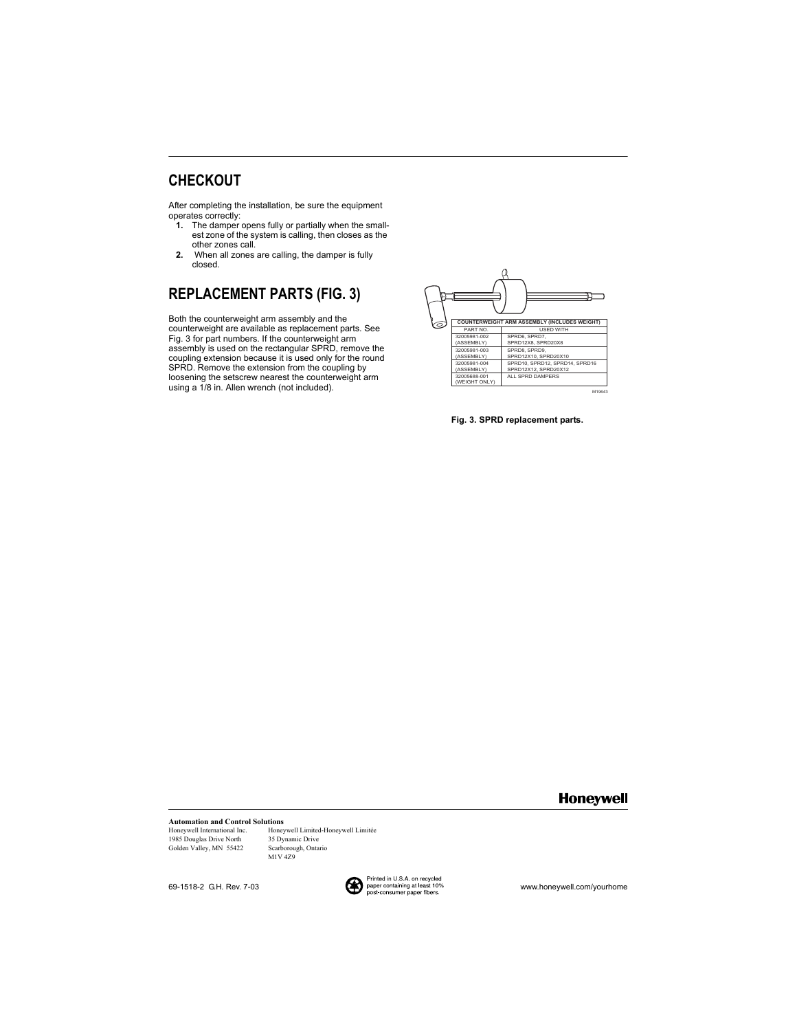## CHECKOUT

After completing the installation, be sure the equipment operates correctly:

1. The damper opens fully or partially when the smallest zone of the system is calling, then closes as the other zones call.
2. When all zones are calling, the damper is fully closed.

## REPLACEMENT PARTS (FIG. 3)

Both the counterweight arm assembly and the counterweight are available as replacement parts. See Fig. 3 for part numbers. If the counterweight arm assembly is used on the rectangular SPRD, remove the coupling extension because it is used only for the round SPRD. Remove the extension from the coupling by loosening the setscrew nearest the counterweight arm using a 1/8 in. Allen wrench (not included).

| COUNTERWEIGHT ARM ASSEMBLY (INCLUDES WEIGHT) | |
|---|---|
| PART NO. | USED WITH |
| 32005981-002 (ASSEMBLY) | SPRD6, SPRD7, SPRD12X8, SPRD20X8 |
| 32005981-003 (ASSEMBLY) | SPRD8, SPRD9, SPRD12X10, SPRD20X10 |
| 32005981-004 (ASSEMBLY) | SPRD10, SPRD12, SPRD14, SPRD16 SPRD12X12, SPRD20X12 |
| 32005688-001 (WEIGHT ONLY) | ALL SPRD DAMPERS |

M19643

**Fig. 3. SPRD replacement parts.**

**Honeywell**

**Automation and Control Solutions**

Honeywell International Inc.
1985 Douglas Drive North
Golden Valley, MN 55422

Honeywell Limited-Honeywell Limitée
35 Dynamic Drive
Scarborough, Ontario
M1V 4Z9

69-1518-2 G.H. Rev. 7-03

Printed in U.S.A. on recycled paper containing at least 10% post-consumer paper fibers.

www.honeywell.com/yourhome